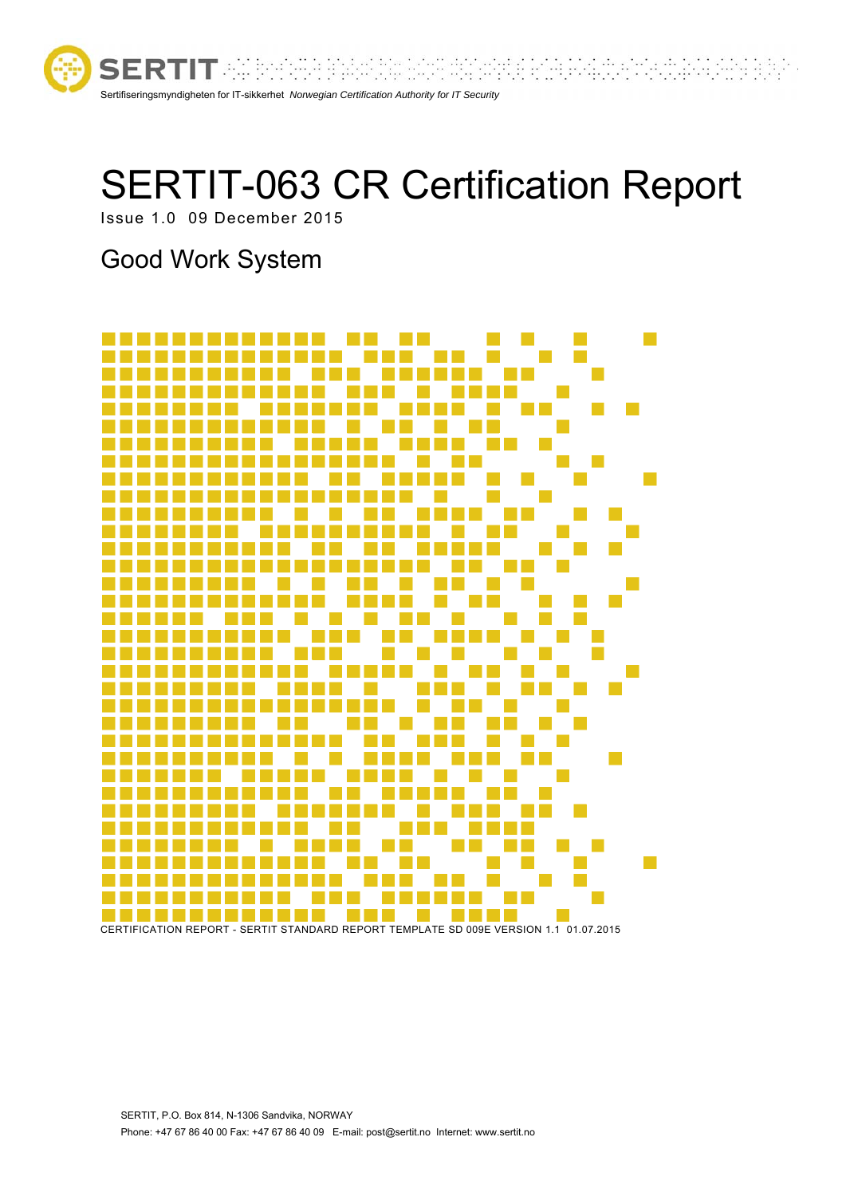SERTIT

Sertifiseringsmyndigheten for IT-sikkerhet *Norwegian Certification Authority for IT Security*

# SERTIT-063 CR Certification Report

Issue 1.0 09 December 2015

## Good Work System

CERTIFICATION REPORT - SERTIT STANDARD REPORT TEMPLATE SD 009E VERSION 1.1 01.07.2015

SERTIT, P.O. Box 814, N-1306 Sandvika, NORWAY

Phone: +47 67 86 40 00 Fax: +47 67 86 40 09 E-mail: post@sertit.no Internet: www.sertit.no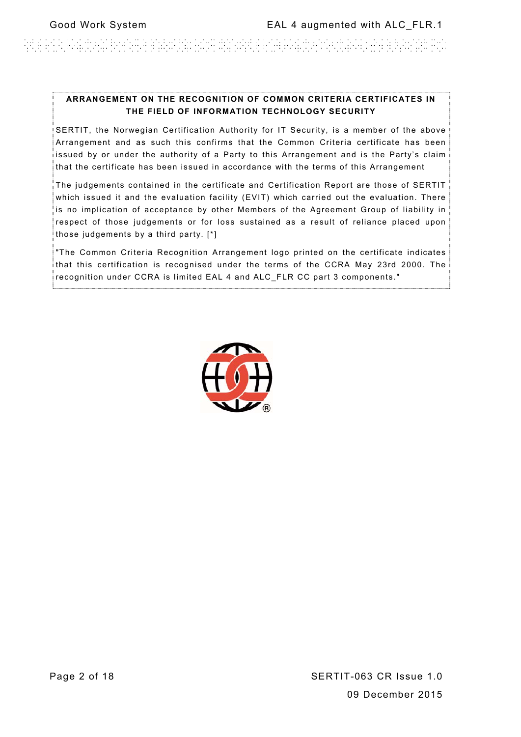**ARRANGEMENT ON THE RECOGNITION OF COMMON CRITERIA CERTIFICATES IN THE FIELD OF INFORMATION TECHNOLOGY SECURITY**

SERTIT, the Norwegian Certification Authority for IT Security, is a member of the above Arrangement and as such this confirms that the Common Criteria certificate has been issued by or under the authority of a Party to this Arrangement and is the Party's claim that the certificate has been issued in accordance with the terms of this Arrangement

The judgements contained in the certificate and Certification Report are those of SERTIT which issued it and the evaluation facility (EVIT) which carried out the evaluation. There is no implication of acceptance by other Members of the Agreement Group of liability in respect of those judgements or for loss sustained as a result of reliance placed upon those judgements by a third party. [*]

"The Common Criteria Recognition Arrangement logo printed on the certificate indicates that this certification is recognised under the terms of the CCRA May 23rd 2000. The recognition under CCRA is limited EAL 4 and ALC_FLR CC part 3 components."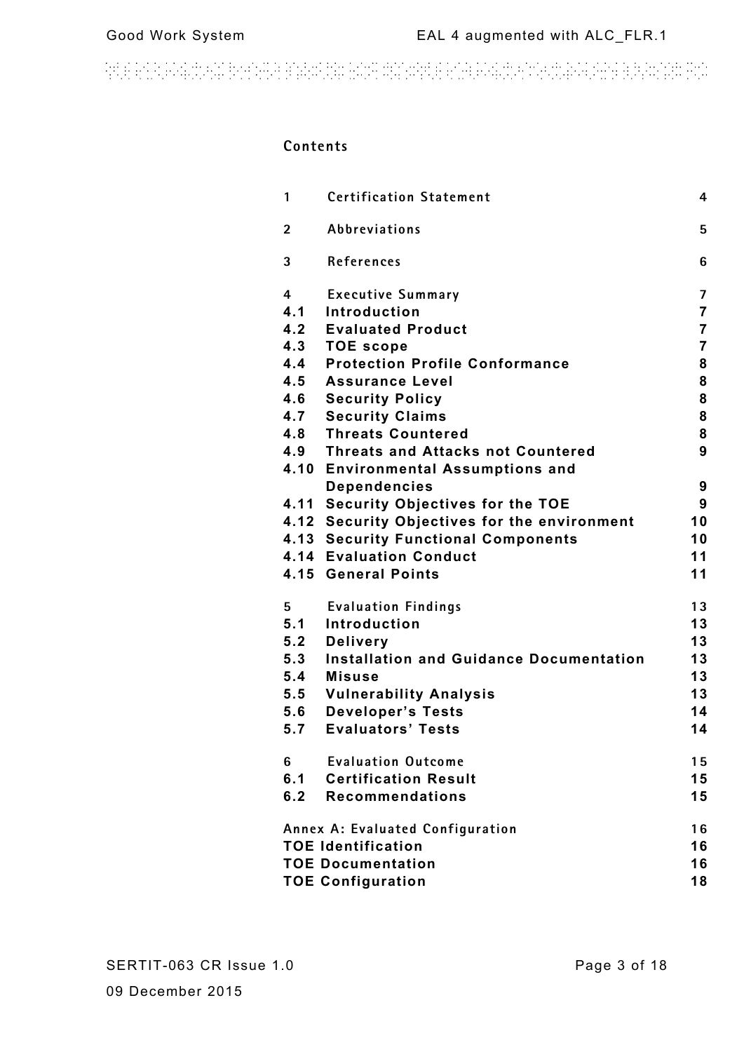## Contents

| | | |
|---|---|---|
| 1 | Certification Statement | 4 |
| 2 | Abbreviations | 5 |
| 3 | References | 6 |
| 4 | Executive Summary | 7 |
| 4.1 | Introduction | 7 |
| 4.2 | Evaluated Product | 7 |
| 4.3 | TOE scope | 7 |
| 4.4 | Protection Profile Conformance | 8 |
| 4.5 | Assurance Level | 8 |
| 4.6 | Security Policy | 8 |
| 4.7 | Security Claims | 8 |
| 4.8 | Threats Countered | 8 |
| 4.9 | Threats and Attacks not Countered | 9 |
| 4.10 | Environmental Assumptions and Dependencies | 9 |
| 4.11 | Security Objectives for the TOE | 9 |
| 4.12 | Security Objectives for the environment | 10 |
| 4.13 | Security Functional Components | 10 |
| 4.14 | Evaluation Conduct | 11 |
| 4.15 | General Points | 11 |
| 5 | Evaluation Findings | 13 |
| 5.1 | Introduction | 13 |
| 5.2 | Delivery | 13 |
| 5.3 | Installation and Guidance Documentation | 13 |
| 5.4 | Misuse | 13 |
| 5.5 | Vulnerability Analysis | 13 |
| 5.6 | Developer's Tests | 14 |
| 5.7 | Evaluators' Tests | 14 |
| 6 | Evaluation Outcome | 15 |
| 6.1 | Certification Result | 15 |
| 6.2 | Recommendations | 15 |
| Annex A: Evaluated Configuration | | 16 |
| TOE Identification | | 16 |
| TOE Documentation | | 16 |
| TOE Configuration | | 18 |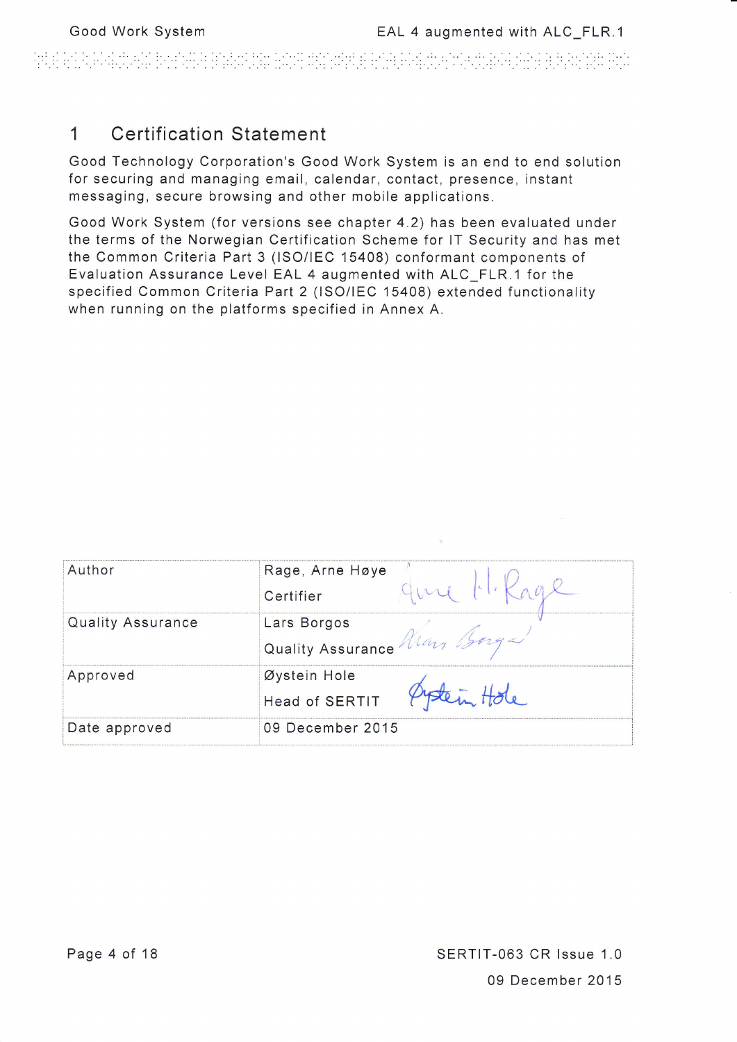# 1 Certification Statement

Good Technology Corporation's Good Work System is an end to end solution for securing and managing email, calendar, contact, presence, instant messaging, secure browsing and other mobile applications.

Good Work System (for versions see chapter 4.2) has been evaluated under the terms of the Norwegian Certification Scheme for IT Security and has met the Common Criteria Part 3 (ISO/IEC 15408) conformant components of Evaluation Assurance Level EAL 4 augmented with ALC_FLR.1 for the specified Common Criteria Part 2 (ISO/IEC 15408) extended functionality when running on the platforms specified in Annex A.

| | |
|---|---|
| Author | Rage, Arne Høye<br>Certifier |
| Quality Assurance | Lars Borgos<br>Quality Assurance |
| Approved | Øystein Hole<br>Head of SERTIT |
| Date approved | 09 December 2015 |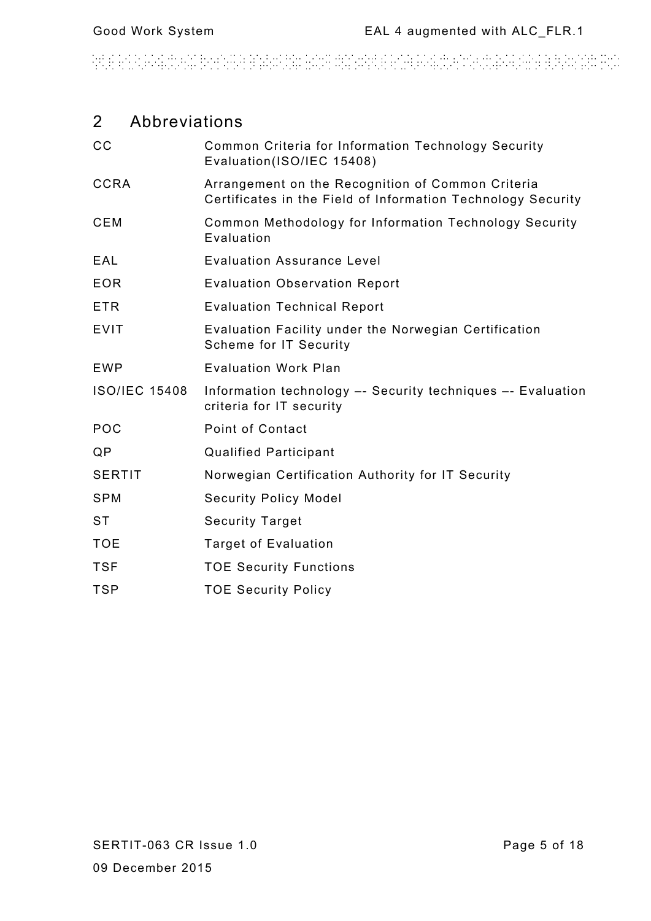## 2 Abbreviations

| | |
|---|---|
| CC | Common Criteria for Information Technology Security Evaluation(ISO/IEC 15408) |
| CCRA | Arrangement on the Recognition of Common Criteria Certificates in the Field of Information Technology Security |
| CEM | Common Methodology for Information Technology Security Evaluation |
| EAL | Evaluation Assurance Level |
| EOR | Evaluation Observation Report |
| ETR | Evaluation Technical Report |
| EVIT | Evaluation Facility under the Norwegian Certification Scheme for IT Security |
| EWP | Evaluation Work Plan |
| ISO/IEC 15408 | Information technology –- Security techniques –- Evaluation criteria for IT security |
| POC | Point of Contact |
| QP | Qualified Participant |
| SERTIT | Norwegian Certification Authority for IT Security |
| SPM | Security Policy Model |
| ST | Security Target |
| TOE | Target of Evaluation |
| TSF | TOE Security Functions |
| TSP | TOE Security Policy |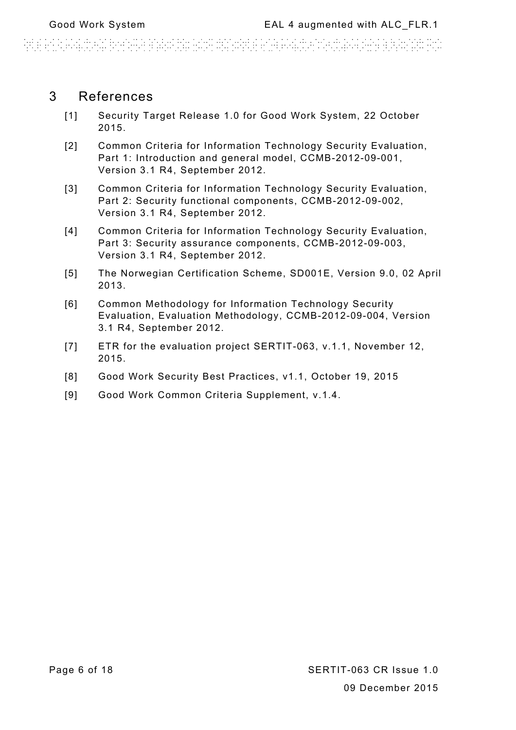# 3 References

[1] Security Target Release 1.0 for Good Work System, 22 October 2015.

[2] Common Criteria for Information Technology Security Evaluation, Part 1: Introduction and general model, CCMB-2012-09-001, Version 3.1 R4, September 2012.

[3] Common Criteria for Information Technology Security Evaluation, Part 2: Security functional components, CCMB-2012-09-002, Version 3.1 R4, September 2012.

[4] Common Criteria for Information Technology Security Evaluation, Part 3: Security assurance components, CCMB-2012-09-003, Version 3.1 R4, September 2012.

[5] The Norwegian Certification Scheme, SD001E, Version 9.0, 02 April 2013.

[6] Common Methodology for Information Technology Security Evaluation, Evaluation Methodology, CCMB-2012-09-004, Version 3.1 R4, September 2012.

[7] ETR for the evaluation project SERTIT-063, v.1.1, November 12, 2015.

[8] Good Work Security Best Practices, v1.1, October 19, 2015

[9] Good Work Common Criteria Supplement, v.1.4.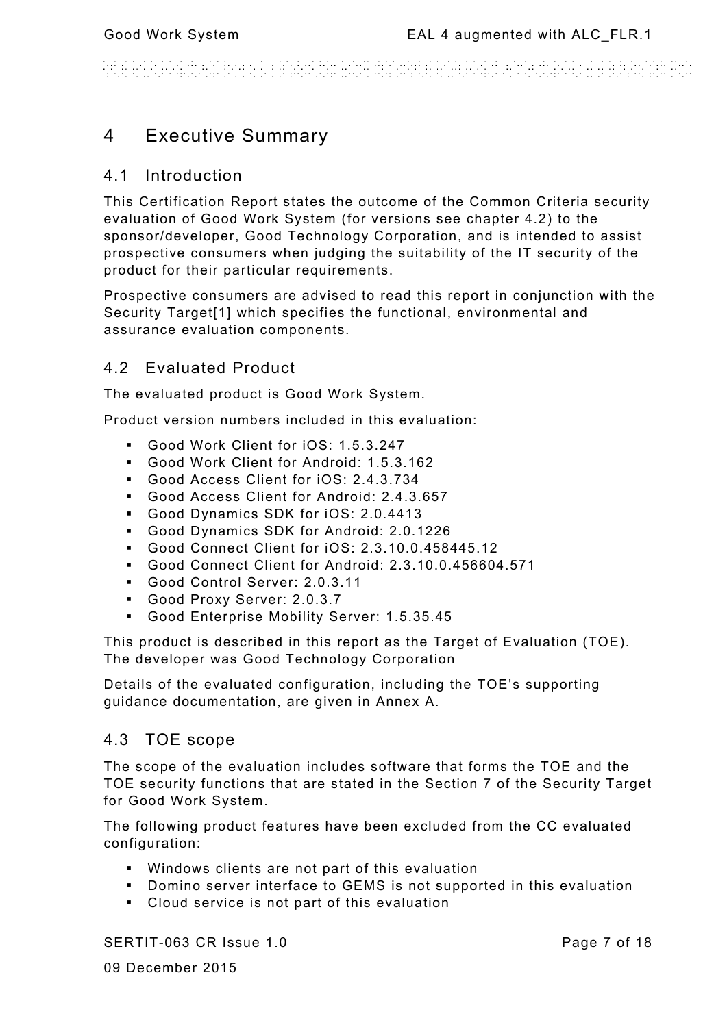# 4 Executive Summary

## 4.1 Introduction

This Certification Report states the outcome of the Common Criteria security evaluation of Good Work System (for versions see chapter 4.2) to the sponsor/developer, Good Technology Corporation, and is intended to assist prospective consumers when judging the suitability of the IT security of the product for their particular requirements.

Prospective consumers are advised to read this report in conjunction with the Security Target[1] which specifies the functional, environmental and assurance evaluation components.

## 4.2 Evaluated Product

The evaluated product is Good Work System.

Product version numbers included in this evaluation:

- Good Work Client for iOS: 1.5.3.247
- Good Work Client for Android: 1.5.3.162
- Good Access Client for iOS: 2.4.3.734
- Good Access Client for Android: 2.4.3.657
- Good Dynamics SDK for iOS: 2.0.4413
- Good Dynamics SDK for Android: 2.0.1226
- Good Connect Client for iOS: 2.3.10.0.458445.12
- Good Connect Client for Android: 2.3.10.0.456604.571
- Good Control Server: 2.0.3.11
- Good Proxy Server: 2.0.3.7
- Good Enterprise Mobility Server: 1.5.35.45

This product is described in this report as the Target of Evaluation (TOE). The developer was Good Technology Corporation

Details of the evaluated configuration, including the TOE's supporting guidance documentation, are given in Annex A.

## 4.3 TOE scope

The scope of the evaluation includes software that forms the TOE and the TOE security functions that are stated in the Section 7 of the Security Target for Good Work System.

The following product features have been excluded from the CC evaluated configuration:

- Windows clients are not part of this evaluation
- Domino server interface to GEMS is not supported in this evaluation
- Cloud service is not part of this evaluation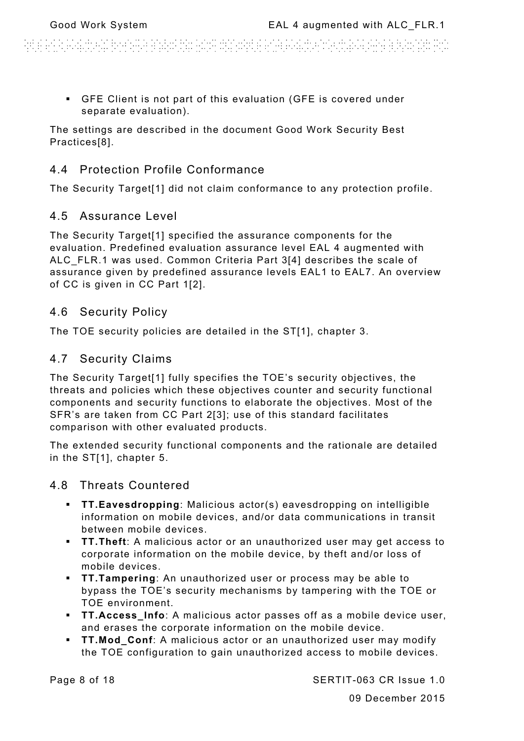- GFE Client is not part of this evaluation (GFE is covered under separate evaluation).

The settings are described in the document Good Work Security Best Practices[8].

## 4.4 Protection Profile Conformance

The Security Target[1] did not claim conformance to any protection profile.

## 4.5 Assurance Level

The Security Target[1] specified the assurance components for the evaluation. Predefined evaluation assurance level EAL 4 augmented with ALC_FLR.1 was used. Common Criteria Part 3[4] describes the scale of assurance given by predefined assurance levels EAL1 to EAL7. An overview of CC is given in CC Part 1[2].

## 4.6 Security Policy

The TOE security policies are detailed in the ST[1], chapter 3.

## 4.7 Security Claims

The Security Target[1] fully specifies the TOE's security objectives, the threats and policies which these objectives counter and security functional components and security functions to elaborate the objectives. Most of the SFR's are taken from CC Part 2[3]; use of this standard facilitates comparison with other evaluated products.

The extended security functional components and the rationale are detailed in the ST[1], chapter 5.

## 4.8 Threats Countered

- **TT.Eavesdropping**: Malicious actor(s) eavesdropping on intelligible information on mobile devices, and/or data communications in transit between mobile devices.
- **TT.Theft**: A malicious actor or an unauthorized user may get access to corporate information on the mobile device, by theft and/or loss of mobile devices.
- **TT.Tampering**: An unauthorized user or process may be able to bypass the TOE's security mechanisms by tampering with the TOE or TOE environment.
- **TT.Access_Info**: A malicious actor passes off as a mobile device user, and erases the corporate information on the mobile device.
- **TT.Mod_Conf**: A malicious actor or an unauthorized user may modify the TOE configuration to gain unauthorized access to mobile devices.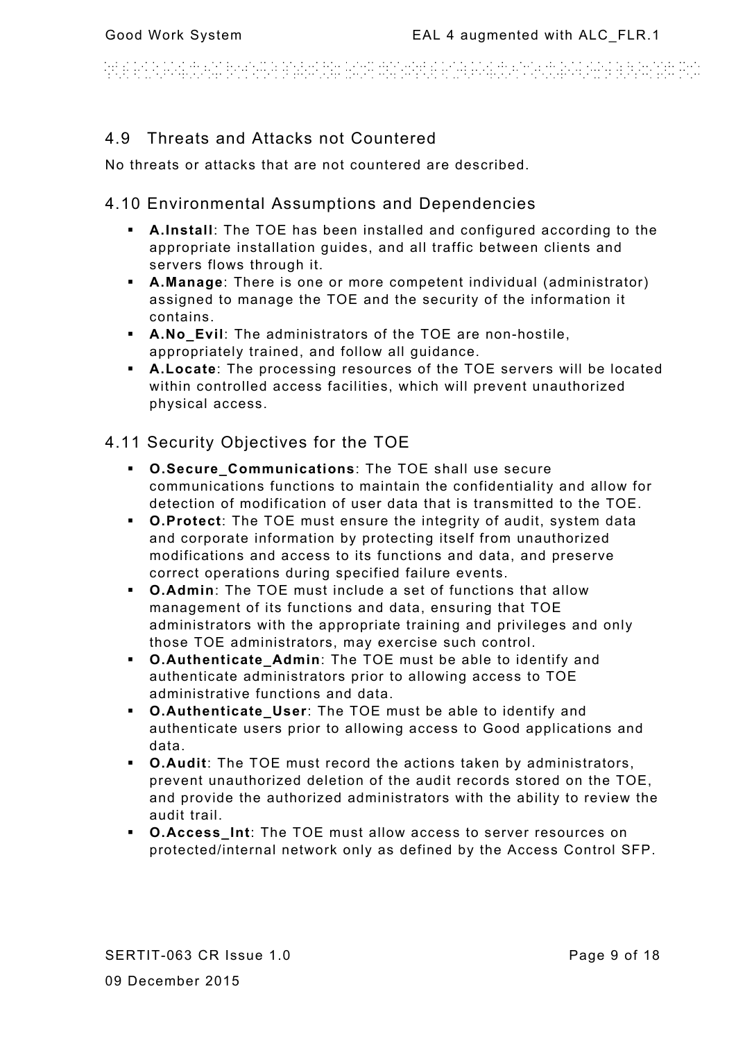## 4.9 Threats and Attacks not Countered

No threats or attacks that are not countered are described.

## 4.10 Environmental Assumptions and Dependencies

- **A.Install**: The TOE has been installed and configured according to the appropriate installation guides, and all traffic between clients and servers flows through it.
- **A.Manage**: There is one or more competent individual (administrator) assigned to manage the TOE and the security of the information it contains.
- **A.No_Evil**: The administrators of the TOE are non-hostile, appropriately trained, and follow all guidance.
- **A.Locate**: The processing resources of the TOE servers will be located within controlled access facilities, which will prevent unauthorized physical access.

## 4.11 Security Objectives for the TOE

- **O.Secure_Communications**: The TOE shall use secure communications functions to maintain the confidentiality and allow for detection of modification of user data that is transmitted to the TOE.
- **O.Protect**: The TOE must ensure the integrity of audit, system data and corporate information by protecting itself from unauthorized modifications and access to its functions and data, and preserve correct operations during specified failure events.
- **O.Admin**: The TOE must include a set of functions that allow management of its functions and data, ensuring that TOE administrators with the appropriate training and privileges and only those TOE administrators, may exercise such control.
- **O.Authenticate_Admin**: The TOE must be able to identify and authenticate administrators prior to allowing access to TOE administrative functions and data.
- **O.Authenticate_User**: The TOE must be able to identify and authenticate users prior to allowing access to Good applications and data.
- **O.Audit**: The TOE must record the actions taken by administrators, prevent unauthorized deletion of the audit records stored on the TOE, and provide the authorized administrators with the ability to review the audit trail.
- **O.Access_Int**: The TOE must allow access to server resources on protected/internal network only as defined by the Access Control SFP.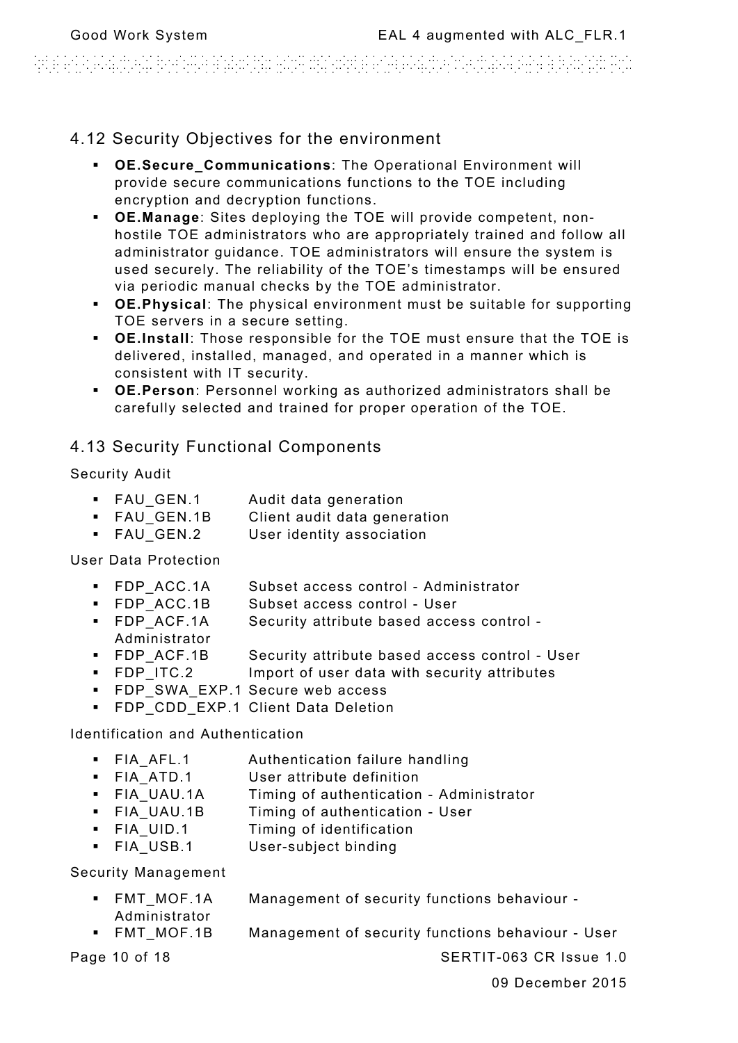## 4.12 Security Objectives for the environment

- **OE.Secure_Communications**: The Operational Environment will provide secure communications functions to the TOE including encryption and decryption functions.
- **OE.Manage**: Sites deploying the TOE will provide competent, non-hostile TOE administrators who are appropriately trained and follow all administrator guidance. TOE administrators will ensure the system is used securely. The reliability of the TOE's timestamps will be ensured via periodic manual checks by the TOE administrator.
- **OE.Physical**: The physical environment must be suitable for supporting TOE servers in a secure setting.
- **OE.Install**: Those responsible for the TOE must ensure that the TOE is delivered, installed, managed, and operated in a manner which is consistent with IT security.
- **OE.Person**: Personnel working as authorized administrators shall be carefully selected and trained for proper operation of the TOE.

## 4.13 Security Functional Components

Security Audit

- FAU_GEN.1 Audit data generation
- FAU_GEN.1B Client audit data generation
- FAU_GEN.2 User identity association

User Data Protection

- FDP_ACC.1A Subset access control - Administrator
- FDP_ACC.1B Subset access control - User
- FDP_ACF.1A Security attribute based access control - Administrator
- FDP_ACF.1B Security attribute based access control - User
- FDP_ITC.2 Import of user data with security attributes
- FDP_SWA_EXP.1 Secure web access
- FDP_CDD_EXP.1 Client Data Deletion

Identification and Authentication

- FIA_AFL.1 Authentication failure handling
- FIA_ATD.1 User attribute definition
- FIA_UAU.1A Timing of authentication - Administrator
- FIA_UAU.1B Timing of authentication - User
- FIA_UID.1 Timing of identification
- FIA_USB.1 User-subject binding

Security Management

- FMT_MOF.1A Management of security functions behaviour - Administrator
- FMT_MOF.1B Management of security functions behaviour - User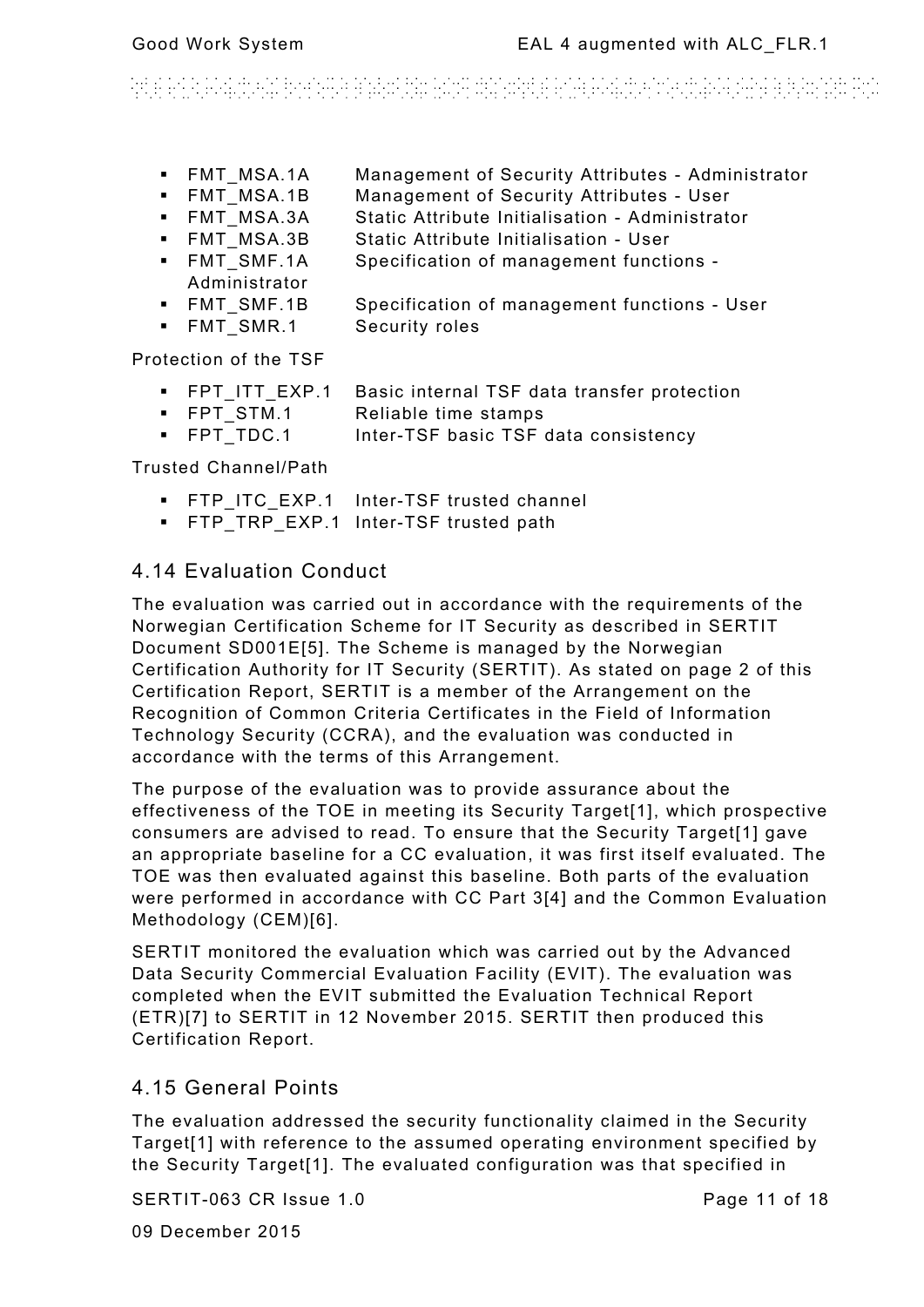- FMT_MSA.1A Management of Security Attributes - Administrator
- FMT_MSA.1B Management of Security Attributes - User
- FMT_MSA.3A Static Attribute Initialisation - Administrator
- FMT_MSA.3B Static Attribute Initialisation - User
- FMT_SMF.1A Specification of management functions - Administrator
- FMT_SMF.1B Specification of management functions - User
- FMT_SMR.1 Security roles

Protection of the TSF

- FPT_ITT_EXP.1 Basic internal TSF data transfer protection
- FPT_STM.1 Reliable time stamps
- FPT_TDC.1 Inter-TSF basic TSF data consistency

Trusted Channel/Path

- FTP_ITC_EXP.1 Inter-TSF trusted channel
- FTP_TRP_EXP.1 Inter-TSF trusted path

## 4.14 Evaluation Conduct

The evaluation was carried out in accordance with the requirements of the Norwegian Certification Scheme for IT Security as described in SERTIT Document SD001E[5]. The Scheme is managed by the Norwegian Certification Authority for IT Security (SERTIT). As stated on page 2 of this Certification Report, SERTIT is a member of the Arrangement on the Recognition of Common Criteria Certificates in the Field of Information Technology Security (CCRA), and the evaluation was conducted in accordance with the terms of this Arrangement.

The purpose of the evaluation was to provide assurance about the effectiveness of the TOE in meeting its Security Target[1], which prospective consumers are advised to read. To ensure that the Security Target[1] gave an appropriate baseline for a CC evaluation, it was first itself evaluated. The TOE was then evaluated against this baseline. Both parts of the evaluation were performed in accordance with CC Part 3[4] and the Common Evaluation Methodology (CEM)[6].

SERTIT monitored the evaluation which was carried out by the Advanced Data Security Commercial Evaluation Facility (EVIT). The evaluation was completed when the EVIT submitted the Evaluation Technical Report (ETR)[7] to SERTIT in 12 November 2015. SERTIT then produced this Certification Report.

## 4.15 General Points

The evaluation addressed the security functionality claimed in the Security Target[1] with reference to the assumed operating environment specified by the Security Target[1]. The evaluated configuration was that specified in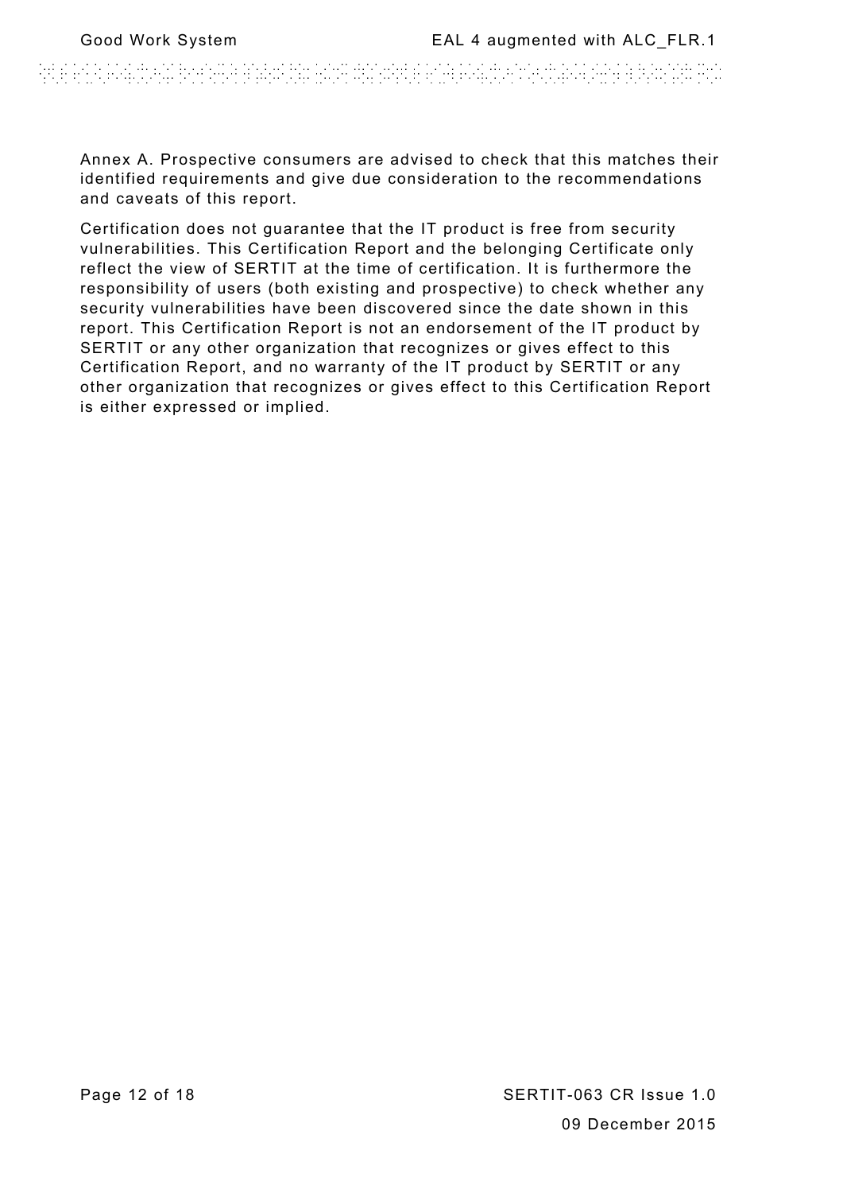Annex A. Prospective consumers are advised to check that this matches their identified requirements and give due consideration to the recommendations and caveats of this report.

Certification does not guarantee that the IT product is free from security vulnerabilities. This Certification Report and the belonging Certificate only reflect the view of SERTIT at the time of certification. It is furthermore the responsibility of users (both existing and prospective) to check whether any security vulnerabilities have been discovered since the date shown in this report. This Certification Report is not an endorsement of the IT product by SERTIT or any other organization that recognizes or gives effect to this Certification Report, and no warranty of the IT product by SERTIT or any other organization that recognizes or gives effect to this Certification Report is either expressed or implied.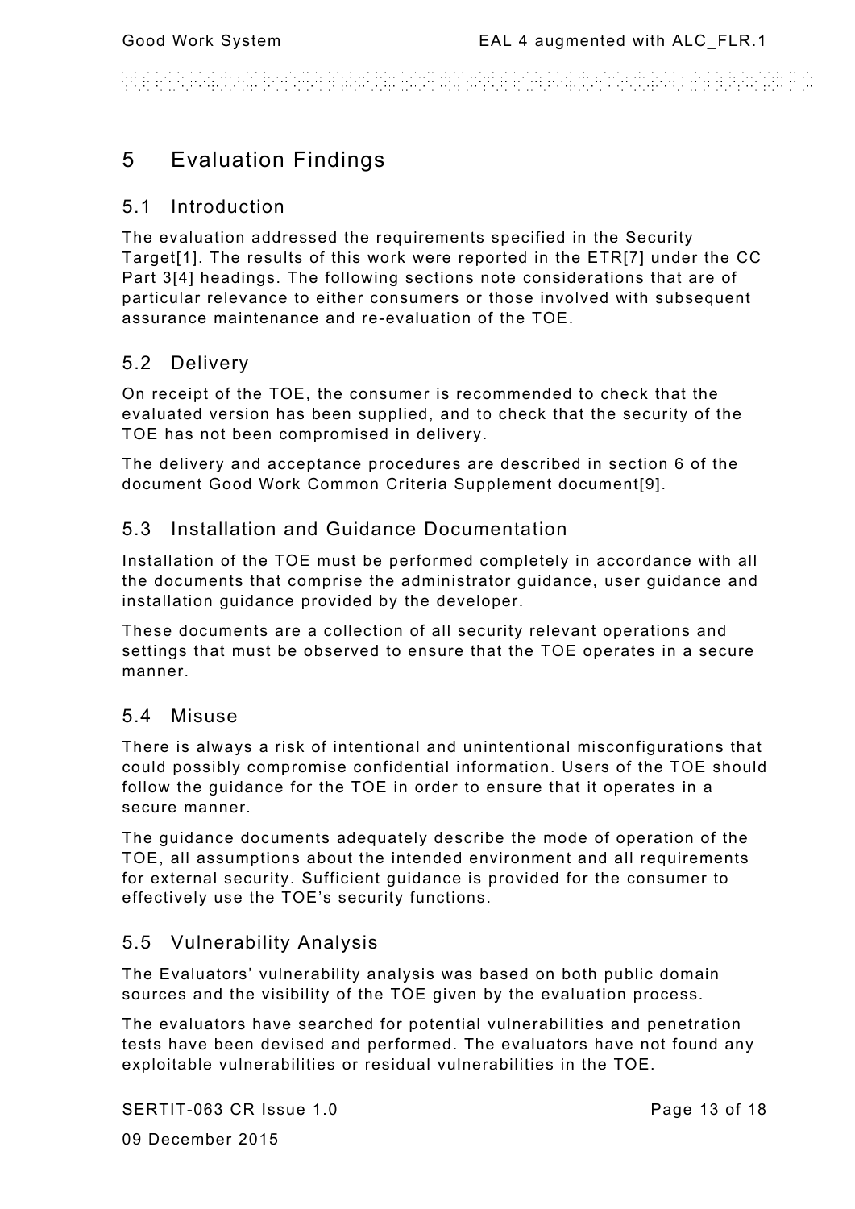# 5 Evaluation Findings

## 5.1 Introduction

The evaluation addressed the requirements specified in the Security Target[1]. The results of this work were reported in the ETR[7] under the CC Part 3[4] headings. The following sections note considerations that are of particular relevance to either consumers or those involved with subsequent assurance maintenance and re-evaluation of the TOE.

## 5.2 Delivery

On receipt of the TOE, the consumer is recommended to check that the evaluated version has been supplied, and to check that the security of the TOE has not been compromised in delivery.

The delivery and acceptance procedures are described in section 6 of the document Good Work Common Criteria Supplement document[9].

## 5.3 Installation and Guidance Documentation

Installation of the TOE must be performed completely in accordance with all the documents that comprise the administrator guidance, user guidance and installation guidance provided by the developer.

These documents are a collection of all security relevant operations and settings that must be observed to ensure that the TOE operates in a secure manner.

## 5.4 Misuse

There is always a risk of intentional and unintentional misconfigurations that could possibly compromise confidential information. Users of the TOE should follow the guidance for the TOE in order to ensure that it operates in a secure manner.

The guidance documents adequately describe the mode of operation of the TOE, all assumptions about the intended environment and all requirements for external security. Sufficient guidance is provided for the consumer to effectively use the TOE's security functions.

## 5.5 Vulnerability Analysis

The Evaluators' vulnerability analysis was based on both public domain sources and the visibility of the TOE given by the evaluation process.

The evaluators have searched for potential vulnerabilities and penetration tests have been devised and performed. The evaluators have not found any exploitable vulnerabilities or residual vulnerabilities in the TOE.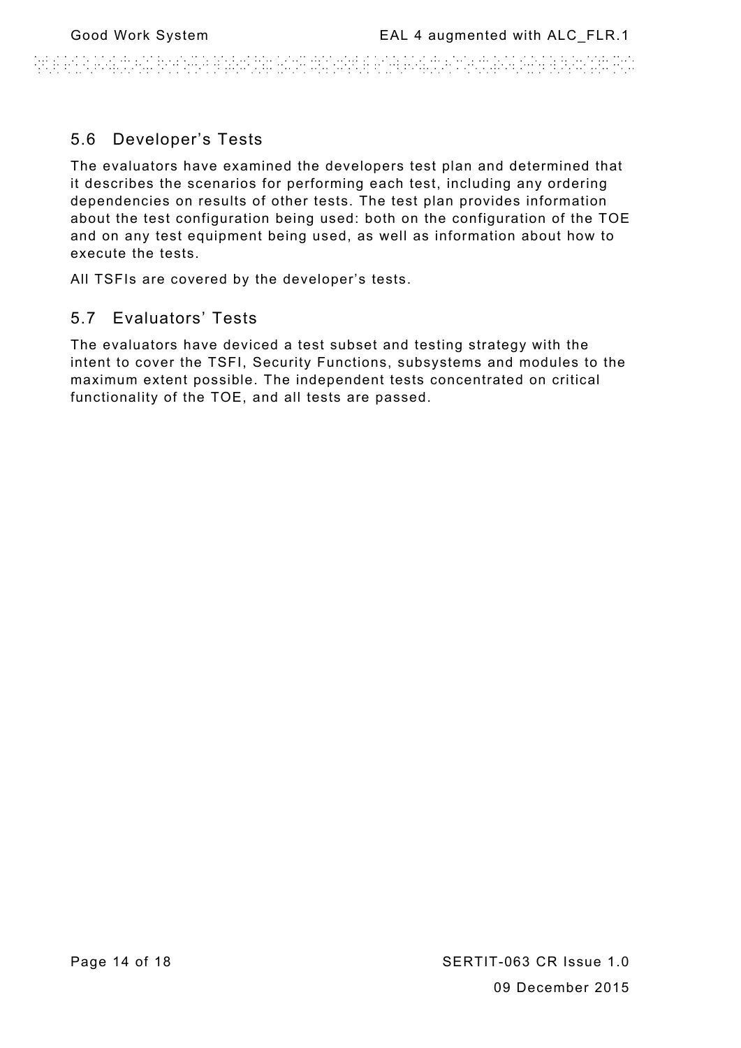## 5.6 Developer's Tests

The evaluators have examined the developers test plan and determined that it describes the scenarios for performing each test, including any ordering dependencies on results of other tests. The test plan provides information about the test configuration being used: both on the configuration of the TOE and on any test equipment being used, as well as information about how to execute the tests.

All TSFIs are covered by the developer's tests.

## 5.7 Evaluators' Tests

The evaluators have deviced a test subset and testing strategy with the intent to cover the TSFI, Security Functions, subsystems and modules to the maximum extent possible. The independent tests concentrated on critical functionality of the TOE, and all tests are passed.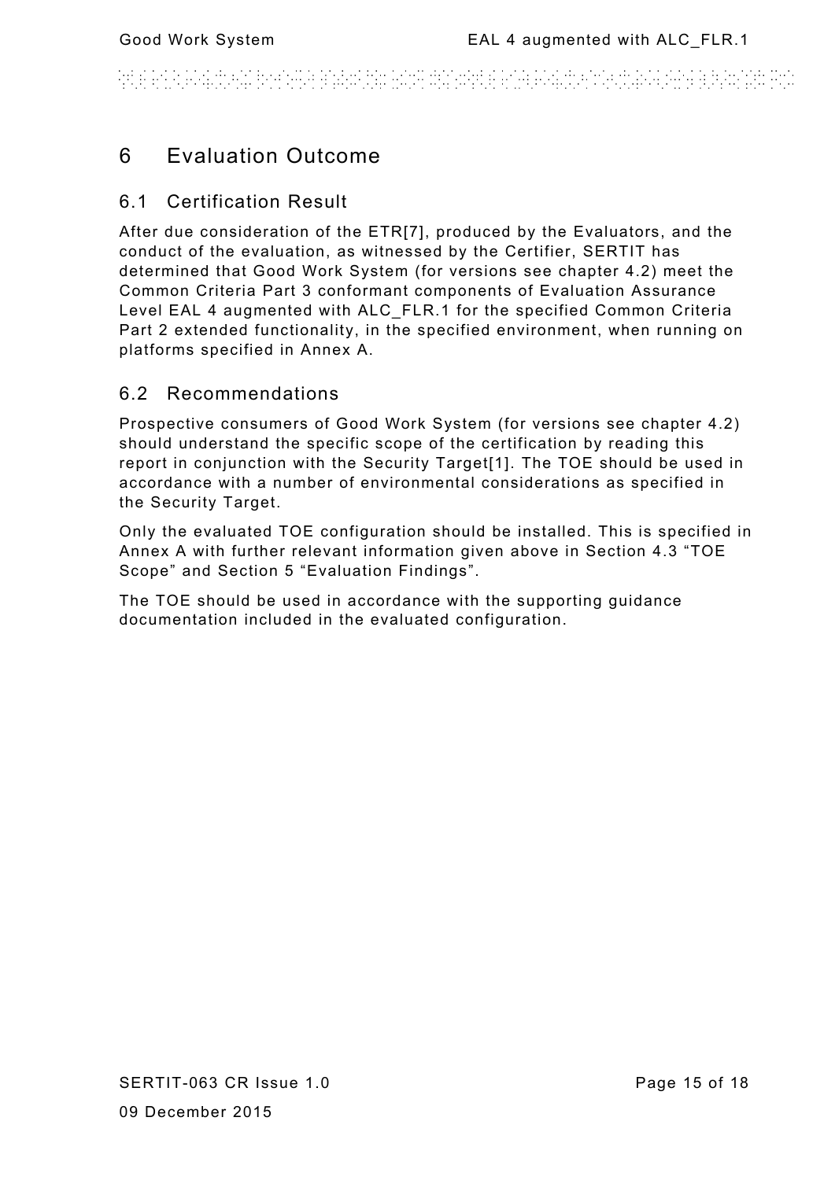# 6 Evaluation Outcome

## 6.1 Certification Result

After due consideration of the ETR[7], produced by the Evaluators, and the conduct of the evaluation, as witnessed by the Certifier, SERTIT has determined that Good Work System (for versions see chapter 4.2) meet the Common Criteria Part 3 conformant components of Evaluation Assurance Level EAL 4 augmented with ALC_FLR.1 for the specified Common Criteria Part 2 extended functionality, in the specified environment, when running on platforms specified in Annex A.

## 6.2 Recommendations

Prospective consumers of Good Work System (for versions see chapter 4.2) should understand the specific scope of the certification by reading this report in conjunction with the Security Target[1]. The TOE should be used in accordance with a number of environmental considerations as specified in the Security Target.

Only the evaluated TOE configuration should be installed. This is specified in Annex A with further relevant information given above in Section 4.3 “TOE Scope” and Section 5 “Evaluation Findings”.

The TOE should be used in accordance with the supporting guidance documentation included in the evaluated configuration.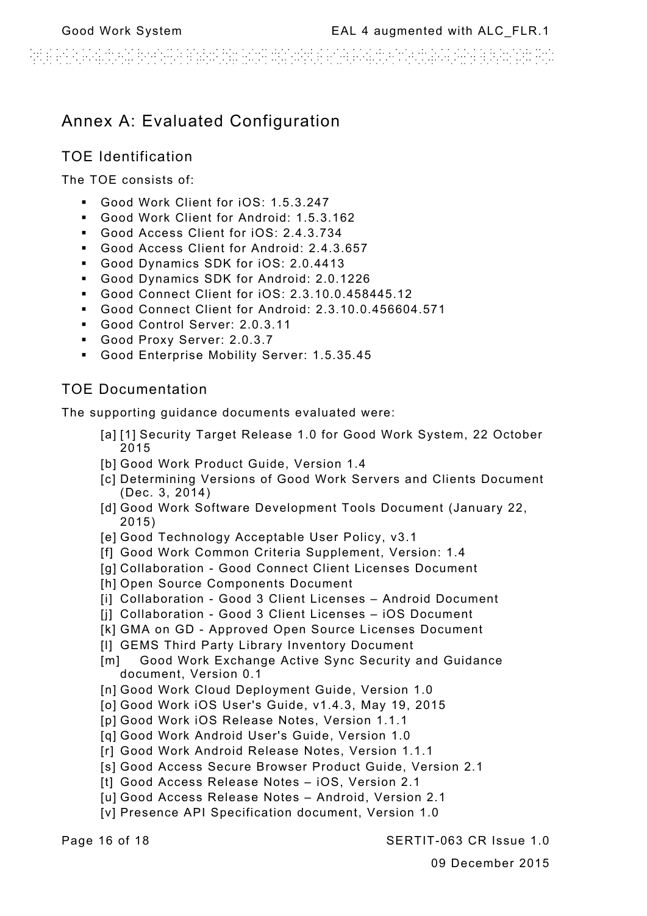# Annex A: Evaluated Configuration

## TOE Identification

The TOE consists of:

- Good Work Client for iOS: 1.5.3.247
- Good Work Client for Android: 1.5.3.162
- Good Access Client for iOS: 2.4.3.734
- Good Access Client for Android: 2.4.3.657
- Good Dynamics SDK for iOS: 2.0.4413
- Good Dynamics SDK for Android: 2.0.1226
- Good Connect Client for iOS: 2.3.10.0.458445.12
- Good Connect Client for Android: 2.3.10.0.456604.571
- Good Control Server: 2.0.3.11
- Good Proxy Server: 2.0.3.7
- Good Enterprise Mobility Server: 1.5.35.45

## TOE Documentation

The supporting guidance documents evaluated were:

- [a] [1] Security Target Release 1.0 for Good Work System, 22 October 2015
- [b] Good Work Product Guide, Version 1.4
- [c] Determining Versions of Good Work Servers and Clients Document (Dec. 3, 2014)
- [d] Good Work Software Development Tools Document (January 22, 2015)
- [e] Good Technology Acceptable User Policy, v3.1
- [f] Good Work Common Criteria Supplement, Version: 1.4
- [g] Collaboration - Good Connect Client Licenses Document
- [h] Open Source Components Document
- [i] Collaboration - Good 3 Client Licenses – Android Document
- [j] Collaboration - Good 3 Client Licenses – iOS Document
- [k] GMA on GD - Approved Open Source Licenses Document
- [l] GEMS Third Party Library Inventory Document
- [m] Good Work Exchange Active Sync Security and Guidance document, Version 0.1
- [n] Good Work Cloud Deployment Guide, Version 1.0
- [o] Good Work iOS User's Guide, v1.4.3, May 19, 2015
- [p] Good Work iOS Release Notes, Version 1.1.1
- [q] Good Work Android User's Guide, Version 1.0
- [r] Good Work Android Release Notes, Version 1.1.1
- [s] Good Access Secure Browser Product Guide, Version 2.1
- [t] Good Access Release Notes – iOS, Version 2.1
- [u] Good Access Release Notes – Android, Version 2.1
- [v] Presence API Specification document, Version 1.0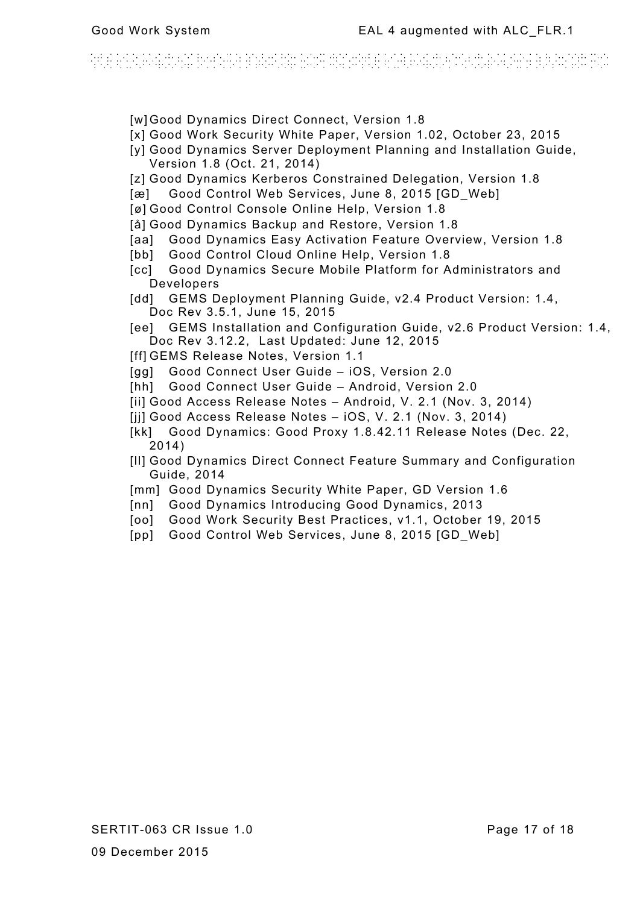[w] Good Dynamics Direct Connect, Version 1.8

[x] Good Work Security White Paper, Version 1.02, October 23, 2015

[y] Good Dynamics Server Deployment Planning and Installation Guide, Version 1.8 (Oct. 21, 2014)

[z] Good Dynamics Kerberos Constrained Delegation, Version 1.8

[æ] Good Control Web Services, June 8, 2015 [GD_Web]

[ø] Good Control Console Online Help, Version 1.8

[å] Good Dynamics Backup and Restore, Version 1.8

[aa] Good Dynamics Easy Activation Feature Overview, Version 1.8

[bb] Good Control Cloud Online Help, Version 1.8

[cc] Good Dynamics Secure Mobile Platform for Administrators and Developers

[dd] GEMS Deployment Planning Guide, v2.4 Product Version: 1.4, Doc Rev 3.5.1, June 15, 2015

[ee] GEMS Installation and Configuration Guide, v2.6 Product Version: 1.4, Doc Rev 3.12.2, Last Updated: June 12, 2015

[ff] GEMS Release Notes, Version 1.1

[gg] Good Connect User Guide – iOS, Version 2.0

[hh] Good Connect User Guide – Android, Version 2.0

[ii] Good Access Release Notes – Android, V. 2.1 (Nov. 3, 2014)

[jj] Good Access Release Notes – iOS, V. 2.1 (Nov. 3, 2014)

[kk] Good Dynamics: Good Proxy 1.8.42.11 Release Notes (Dec. 22, 2014)

[ll] Good Dynamics Direct Connect Feature Summary and Configuration Guide, 2014

[mm] Good Dynamics Security White Paper, GD Version 1.6

[nn] Good Dynamics Introducing Good Dynamics, 2013

[oo] Good Work Security Best Practices, v1.1, October 19, 2015

[pp] Good Control Web Services, June 8, 2015 [GD_Web]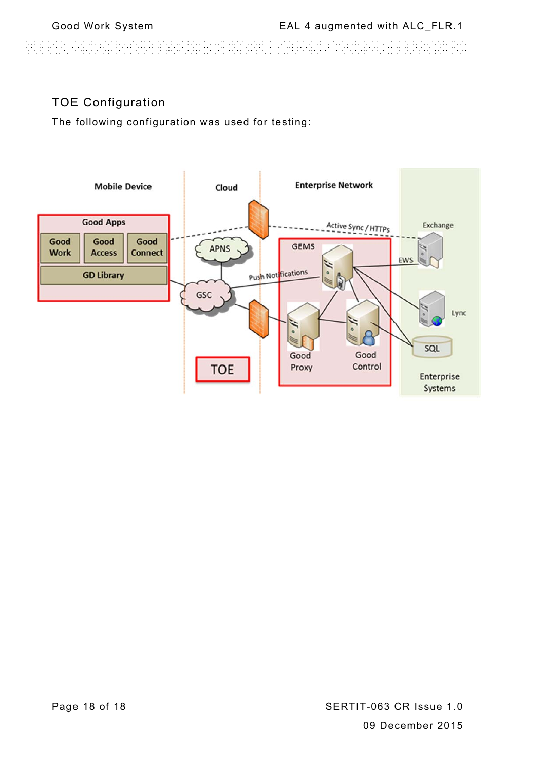## TOE Configuration

The following configuration was used for testing:

Mobile Device

Cloud

Enterprise Network

Good Apps

Good Work

Good Access

Good Connect

GD Library

APNS

GSC

Push Notifications

Active Sync / HTTPs

GEMS

EWS

Exchange

Lync

SQL

Good Proxy

Good Control

TOE

Enterprise Systems